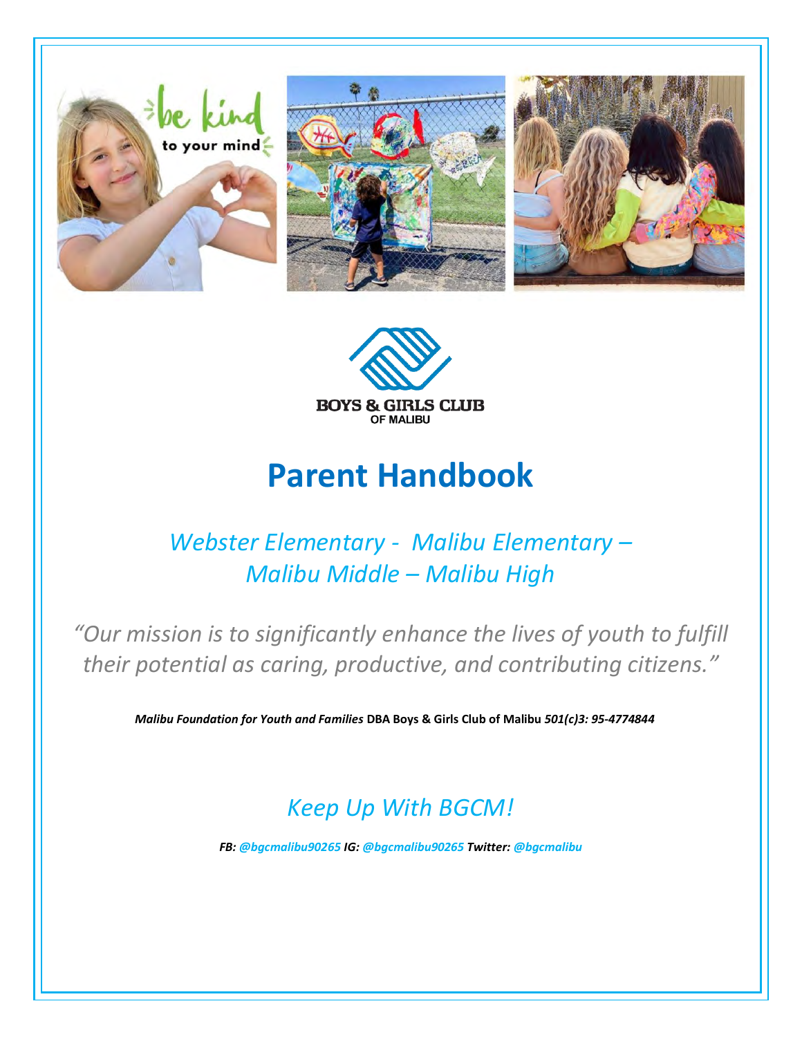BOYS & GIRLS CLUB
OF MALIBU

# Parent Handbook

## *Webster Elementary - Malibu Elementary – Malibu Middle – Malibu High*

*"Our mission is to significantly enhance the lives of youth to fulfill their potential as caring, productive, and contributing citizens."*

***Malibu Foundation for Youth and Families*** **DBA Boys & Girls Club of Malibu** ***501(c)3: 95-4774844***

## *Keep Up With BGCM!*

***FB: @bgcmalibu90265 IG: @bgcmalibu90265 Twitter: @bgcmalibu***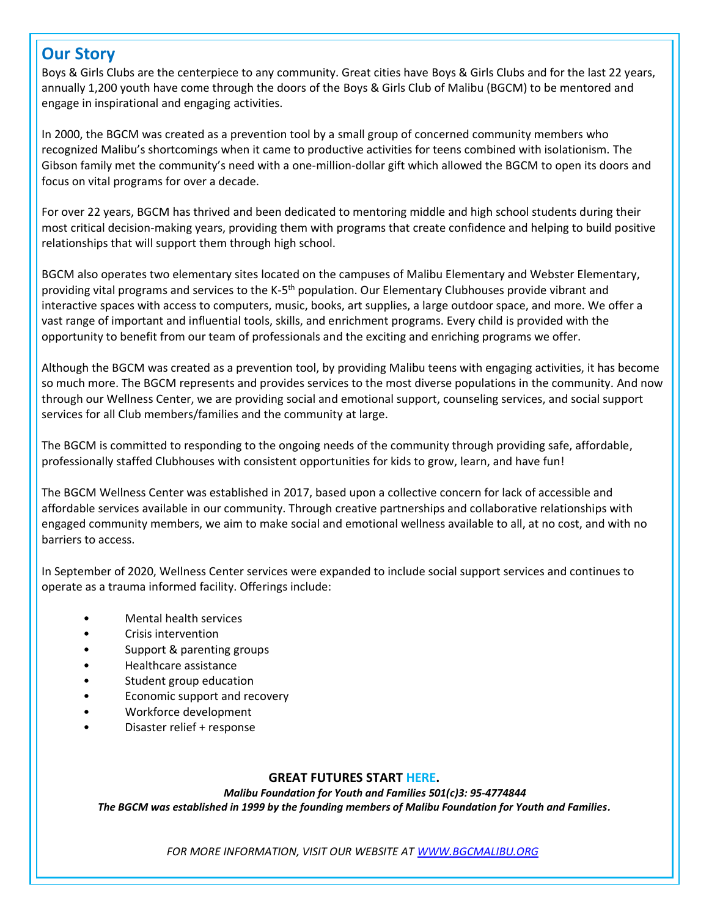## Our Story

Boys & Girls Clubs are the centerpiece to any community. Great cities have Boys & Girls Clubs and for the last 22 years, annually 1,200 youth have come through the doors of the Boys & Girls Club of Malibu (BGCM) to be mentored and engage in inspirational and engaging activities.

In 2000, the BGCM was created as a prevention tool by a small group of concerned community members who recognized Malibu's shortcomings when it came to productive activities for teens combined with isolationism. The Gibson family met the community's need with a one-million-dollar gift which allowed the BGCM to open its doors and focus on vital programs for over a decade.

For over 22 years, BGCM has thrived and been dedicated to mentoring middle and high school students during their most critical decision-making years, providing them with programs that create confidence and helping to build positive relationships that will support them through high school.

BGCM also operates two elementary sites located on the campuses of Malibu Elementary and Webster Elementary, providing vital programs and services to the K-5th population. Our Elementary Clubhouses provide vibrant and interactive spaces with access to computers, music, books, art supplies, a large outdoor space, and more. We offer a vast range of important and influential tools, skills, and enrichment programs. Every child is provided with the opportunity to benefit from our team of professionals and the exciting and enriching programs we offer.

Although the BGCM was created as a prevention tool, by providing Malibu teens with engaging activities, it has become so much more. The BGCM represents and provides services to the most diverse populations in the community. And now through our Wellness Center, we are providing social and emotional support, counseling services, and social support services for all Club members/families and the community at large.

The BGCM is committed to responding to the ongoing needs of the community through providing safe, affordable, professionally staffed Clubhouses with consistent opportunities for kids to grow, learn, and have fun!

The BGCM Wellness Center was established in 2017, based upon a collective concern for lack of accessible and affordable services available in our community. Through creative partnerships and collaborative relationships with engaged community members, we aim to make social and emotional wellness available to all, at no cost, and with no barriers to access.

In September of 2020, Wellness Center services were expanded to include social support services and continues to operate as a trauma informed facility. Offerings include:

- Mental health services
- Crisis intervention
- Support & parenting groups
- Healthcare assistance
- Student group education
- Economic support and recovery
- Workforce development
- Disaster relief + response

**GREAT FUTURES START HERE.**

***Malibu Foundation for Youth and Families 501(c)3: 95-4774844***

***The BGCM was established in 1999 by the founding members of Malibu Foundation for Youth and Families.***

*FOR MORE INFORMATION, VISIT OUR WEBSITE AT [WWW.BGCMALIBU.ORG](http://WWW.BGCMALIBU.ORG)*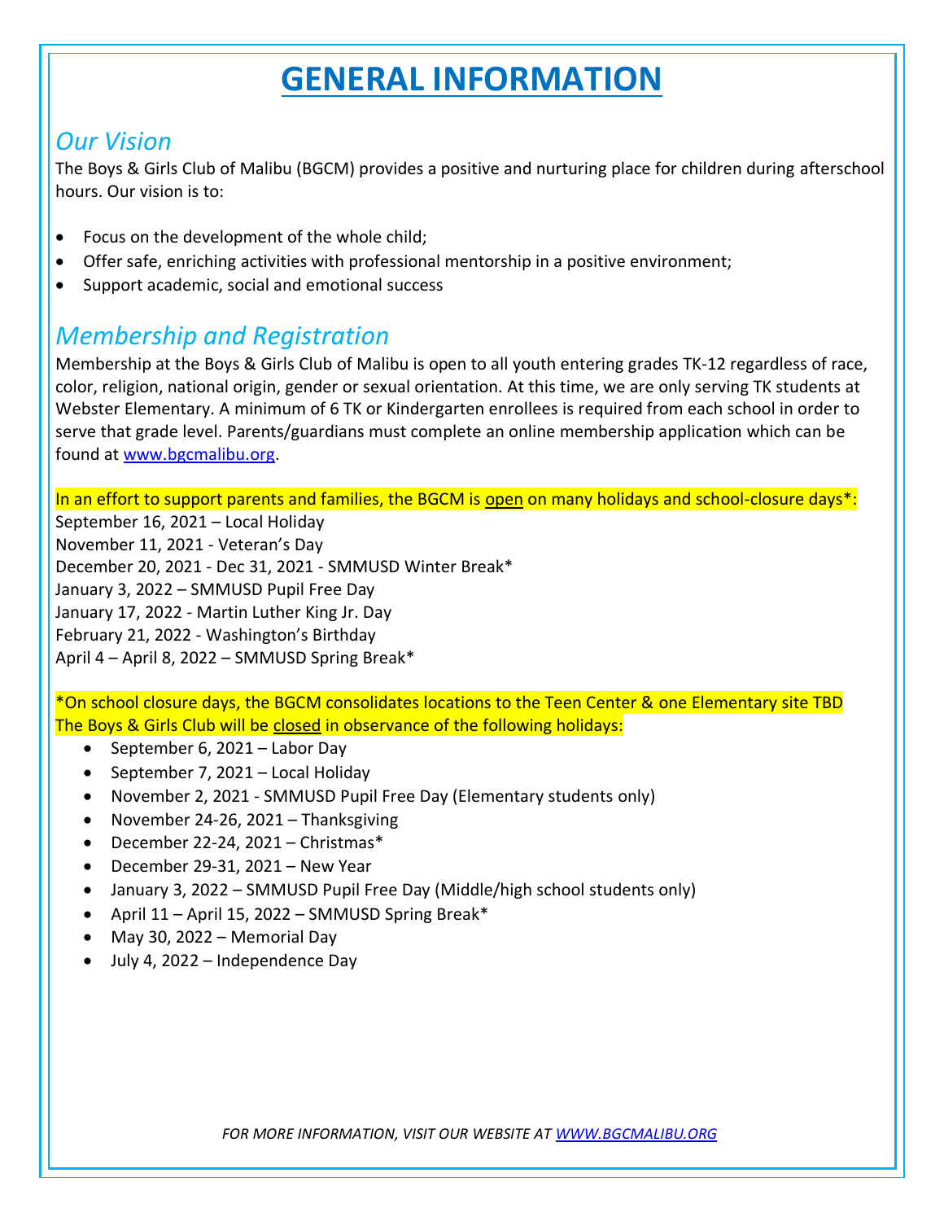# GENERAL INFORMATION

## *Our Vision*

The Boys & Girls Club of Malibu (BGCM) provides a positive and nurturing place for children during afterschool hours. Our vision is to:

- Focus on the development of the whole child;
- Offer safe, enriching activities with professional mentorship in a positive environment;
- Support academic, social and emotional success

## *Membership and Registration*

Membership at the Boys & Girls Club of Malibu is open to all youth entering grades TK-12 regardless of race, color, religion, national origin, gender or sexual orientation. At this time, we are only serving TK students at Webster Elementary. A minimum of 6 TK or Kindergarten enrollees is required from each school in order to serve that grade level. Parents/guardians must complete an online membership application which can be found at www.bgcmalibu.org.

In an effort to support parents and families, the BGCM is open on many holidays and school-closure days*:

September 16, 2021 – Local Holiday
November 11, 2021 - Veteran's Day
December 20, 2021 - Dec 31, 2021 - SMMUSD Winter Break*
January 3, 2022 – SMMUSD Pupil Free Day
January 17, 2022 - Martin Luther King Jr. Day
February 21, 2022 - Washington's Birthday
April 4 – April 8, 2022 – SMMUSD Spring Break*

*On school closure days, the BGCM consolidates locations to the Teen Center & one Elementary site TBD
The Boys & Girls Club will be closed in observance of the following holidays:

- September 6, 2021 – Labor Day
- September 7, 2021 – Local Holiday
- November 2, 2021 - SMMUSD Pupil Free Day (Elementary students only)
- November 24-26, 2021 – Thanksgiving
- December 22-24, 2021 – Christmas*
- December 29-31, 2021 – New Year
- January 3, 2022 – SMMUSD Pupil Free Day (Middle/high school students only)
- April 11 – April 15, 2022 – SMMUSD Spring Break*
- May 30, 2022 – Memorial Day
- July 4, 2022 – Independence Day

*FOR MORE INFORMATION, VISIT OUR WEBSITE AT WWW.BGCMALIBU.ORG*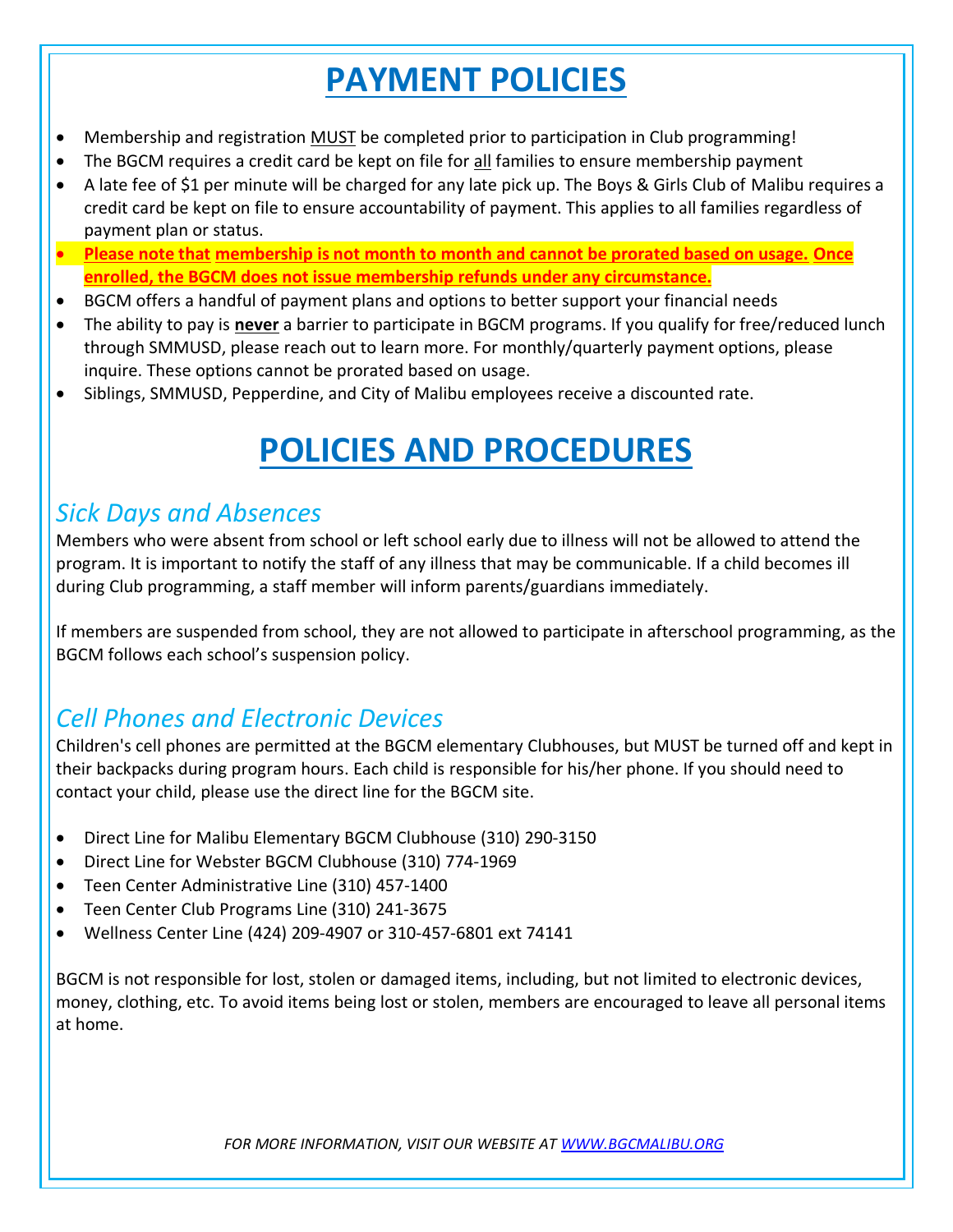# PAYMENT POLICIES

- Membership and registration MUST be completed prior to participation in Club programming!
- The BGCM requires a credit card be kept on file for all families to ensure membership payment
- A late fee of $1 per minute will be charged for any late pick up. The Boys & Girls Club of Malibu requires a credit card be kept on file to ensure accountability of payment. This applies to all families regardless of payment plan or status.
- **Please note that membership is not month to month and cannot be prorated based on usage. Once enrolled, the BGCM does not issue membership refunds under any circumstance.**
- BGCM offers a handful of payment plans and options to better support your financial needs
- The ability to pay is **never** a barrier to participate in BGCM programs. If you qualify for free/reduced lunch through SMMUSD, please reach out to learn more. For monthly/quarterly payment options, please inquire. These options cannot be prorated based on usage.
- Siblings, SMMUSD, Pepperdine, and City of Malibu employees receive a discounted rate.

# POLICIES AND PROCEDURES

## *Sick Days and Absences*

Members who were absent from school or left school early due to illness will not be allowed to attend the program. It is important to notify the staff of any illness that may be communicable. If a child becomes ill during Club programming, a staff member will inform parents/guardians immediately.

If members are suspended from school, they are not allowed to participate in afterschool programming, as the BGCM follows each school's suspension policy.

## *Cell Phones and Electronic Devices*

Children's cell phones are permitted at the BGCM elementary Clubhouses, but MUST be turned off and kept in their backpacks during program hours. Each child is responsible for his/her phone. If you should need to contact your child, please use the direct line for the BGCM site.

- Direct Line for Malibu Elementary BGCM Clubhouse (310) 290-3150
- Direct Line for Webster BGCM Clubhouse (310) 774-1969
- Teen Center Administrative Line (310) 457-1400
- Teen Center Club Programs Line (310) 241-3675
- Wellness Center Line (424) 209-4907 or 310-457-6801 ext 74141

BGCM is not responsible for lost, stolen or damaged items, including, but not limited to electronic devices, money, clothing, etc. To avoid items being lost or stolen, members are encouraged to leave all personal items at home.

*FOR MORE INFORMATION, VISIT OUR WEBSITE AT WWW.BGCMALIBU.ORG*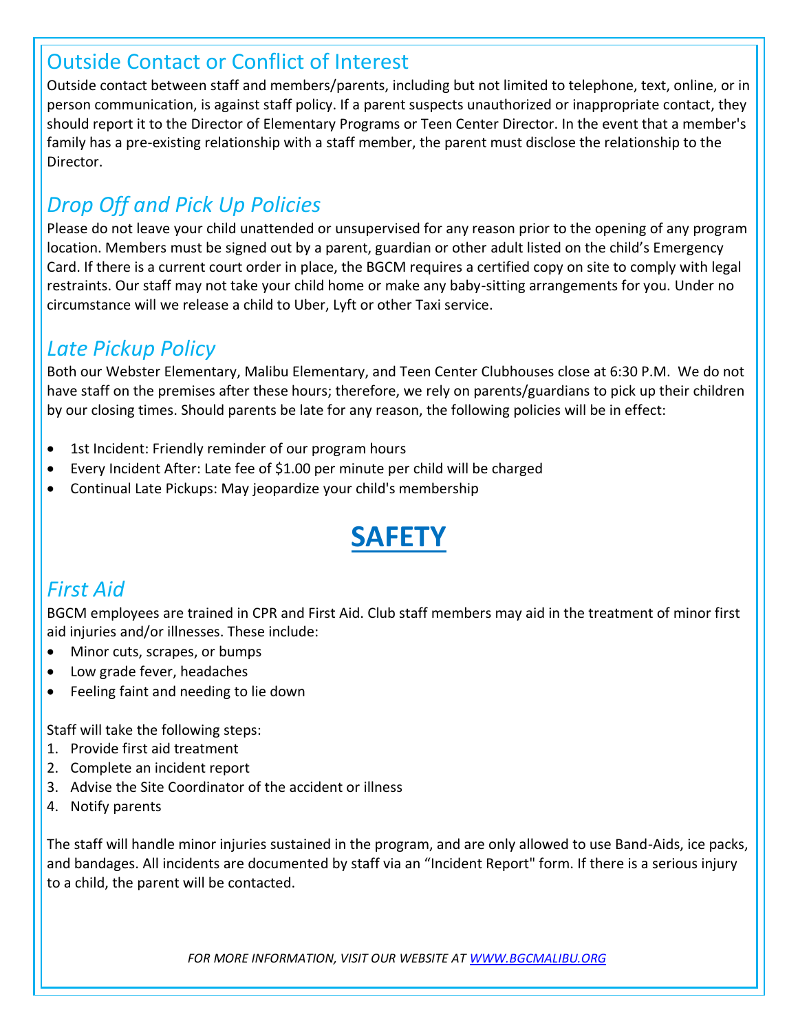## Outside Contact or Conflict of Interest

Outside contact between staff and members/parents, including but not limited to telephone, text, online, or in person communication, is against staff policy. If a parent suspects unauthorized or inappropriate contact, they should report it to the Director of Elementary Programs or Teen Center Director. In the event that a member's family has a pre-existing relationship with a staff member, the parent must disclose the relationship to the Director.

## *Drop Off and Pick Up Policies*

Please do not leave your child unattended or unsupervised for any reason prior to the opening of any program location. Members must be signed out by a parent, guardian or other adult listed on the child's Emergency Card. If there is a current court order in place, the BGCM requires a certified copy on site to comply with legal restraints. Our staff may not take your child home or make any baby-sitting arrangements for you. Under no circumstance will we release a child to Uber, Lyft or other Taxi service.

## *Late Pickup Policy*

Both our Webster Elementary, Malibu Elementary, and Teen Center Clubhouses close at 6:30 P.M. We do not have staff on the premises after these hours; therefore, we rely on parents/guardians to pick up their children by our closing times. Should parents be late for any reason, the following policies will be in effect:

- 1st Incident: Friendly reminder of our program hours
- Every Incident After: Late fee of $1.00 per minute per child will be charged
- Continual Late Pickups: May jeopardize your child's membership

# SAFETY

## *First Aid*

BGCM employees are trained in CPR and First Aid. Club staff members may aid in the treatment of minor first aid injuries and/or illnesses. These include:

- Minor cuts, scrapes, or bumps
- Low grade fever, headaches
- Feeling faint and needing to lie down

Staff will take the following steps:

1. Provide first aid treatment
2. Complete an incident report
3. Advise the Site Coordinator of the accident or illness
4. Notify parents

The staff will handle minor injuries sustained in the program, and are only allowed to use Band-Aids, ice packs, and bandages. All incidents are documented by staff via an "Incident Report" form. If there is a serious injury to a child, the parent will be contacted.

*FOR MORE INFORMATION, VISIT OUR WEBSITE AT [WWW.BGCMALIBU.ORG](http://WWW.BGCMALIBU.ORG)*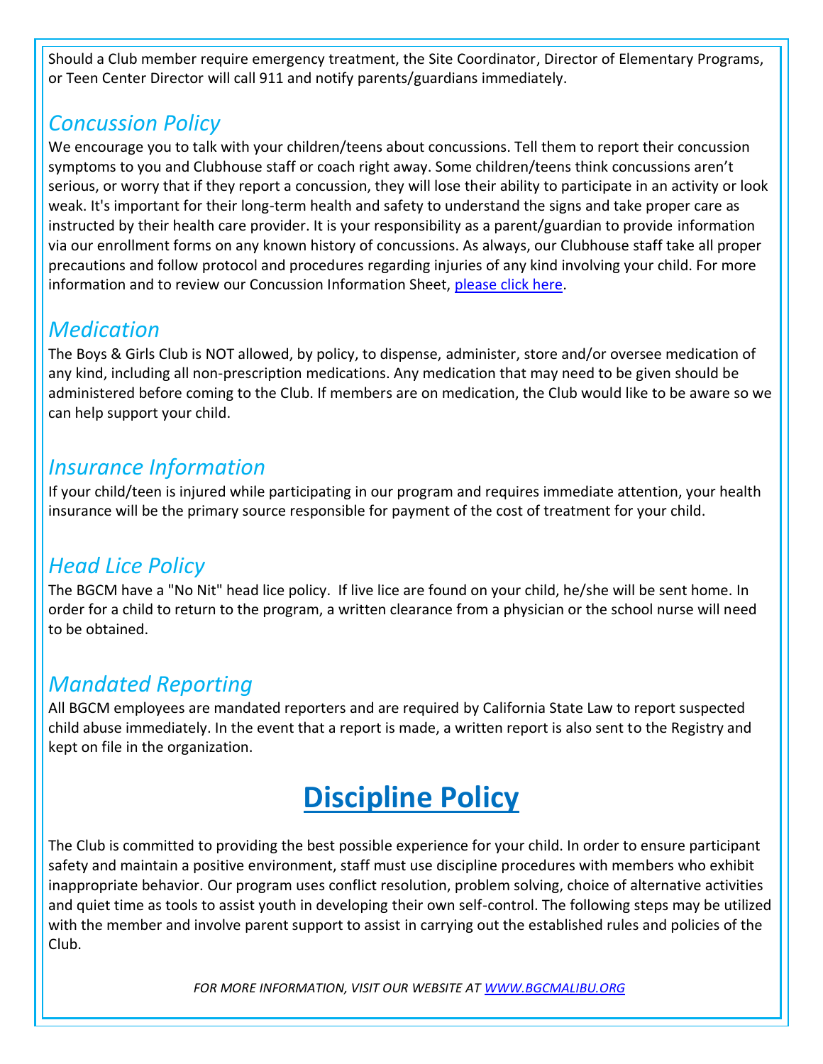Should a Club member require emergency treatment, the Site Coordinator, Director of Elementary Programs, or Teen Center Director will call 911 and notify parents/guardians immediately.

## *Concussion Policy*

We encourage you to talk with your children/teens about concussions. Tell them to report their concussion symptoms to you and Clubhouse staff or coach right away. Some children/teens think concussions aren't serious, or worry that if they report a concussion, they will lose their ability to participate in an activity or look weak. It's important for their long-term health and safety to understand the signs and take proper care as instructed by their health care provider. It is your responsibility as a parent/guardian to provide information via our enrollment forms on any known history of concussions. As always, our Clubhouse staff take all proper precautions and follow protocol and procedures regarding injuries of any kind involving your child. For more information and to review our Concussion Information Sheet, please click here.

## *Medication*

The Boys & Girls Club is NOT allowed, by policy, to dispense, administer, store and/or oversee medication of any kind, including all non-prescription medications. Any medication that may need to be given should be administered before coming to the Club. If members are on medication, the Club would like to be aware so we can help support your child.

## *Insurance Information*

If your child/teen is injured while participating in our program and requires immediate attention, your health insurance will be the primary source responsible for payment of the cost of treatment for your child.

## *Head Lice Policy*

The BGCM have a "No Nit" head lice policy. If live lice are found on your child, he/she will be sent home. In order for a child to return to the program, a written clearance from a physician or the school nurse will need to be obtained.

## *Mandated Reporting*

All BGCM employees are mandated reporters and are required by California State Law to report suspected child abuse immediately. In the event that a report is made, a written report is also sent to the Registry and kept on file in the organization.

# Discipline Policy

The Club is committed to providing the best possible experience for your child. In order to ensure participant safety and maintain a positive environment, staff must use discipline procedures with members who exhibit inappropriate behavior. Our program uses conflict resolution, problem solving, choice of alternative activities and quiet time as tools to assist youth in developing their own self-control. The following steps may be utilized with the member and involve parent support to assist in carrying out the established rules and policies of the Club.

*FOR MORE INFORMATION, VISIT OUR WEBSITE AT WWW.BGCMALIBU.ORG*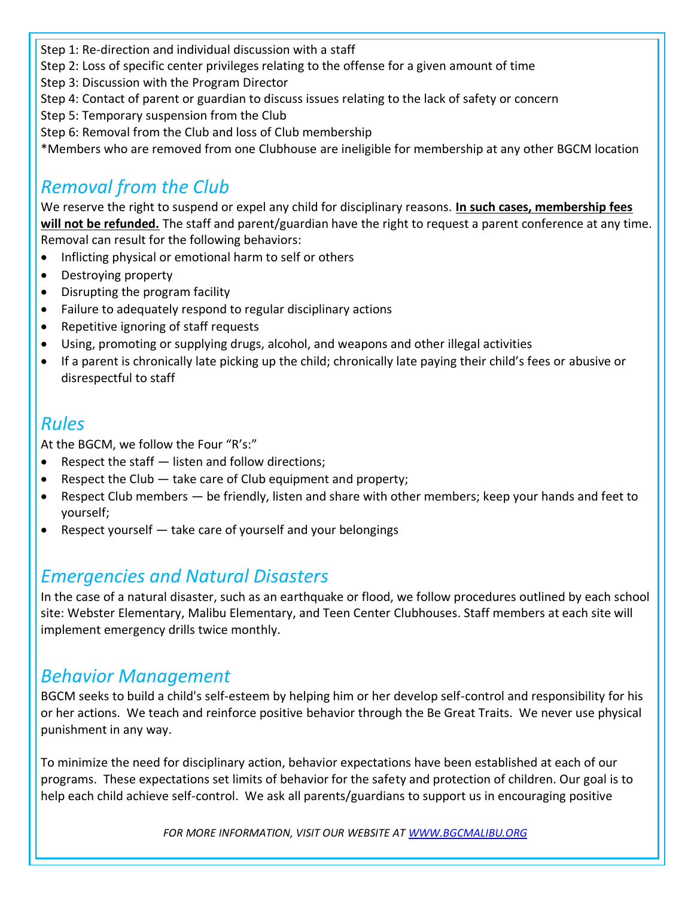Step 1: Re-direction and individual discussion with a staff
Step 2: Loss of specific center privileges relating to the offense for a given amount of time
Step 3: Discussion with the Program Director
Step 4: Contact of parent or guardian to discuss issues relating to the lack of safety or concern
Step 5: Temporary suspension from the Club
Step 6: Removal from the Club and loss of Club membership
*Members who are removed from one Clubhouse are ineligible for membership at any other BGCM location

## *Removal from the Club*

We reserve the right to suspend or expel any child for disciplinary reasons. **In such cases, membership fees will not be refunded.** The staff and parent/guardian have the right to request a parent conference at any time. Removal can result for the following behaviors:

- Inflicting physical or emotional harm to self or others
- Destroying property
- Disrupting the program facility
- Failure to adequately respond to regular disciplinary actions
- Repetitive ignoring of staff requests
- Using, promoting or supplying drugs, alcohol, and weapons and other illegal activities
- If a parent is chronically late picking up the child; chronically late paying their child's fees or abusive or disrespectful to staff

## *Rules*

At the BGCM, we follow the Four "R's:"

- Respect the staff — listen and follow directions;
- Respect the Club — take care of Club equipment and property;
- Respect Club members — be friendly, listen and share with other members; keep your hands and feet to yourself;
- Respect yourself — take care of yourself and your belongings

## *Emergencies and Natural Disasters*

In the case of a natural disaster, such as an earthquake or flood, we follow procedures outlined by each school site: Webster Elementary, Malibu Elementary, and Teen Center Clubhouses. Staff members at each site will implement emergency drills twice monthly.

## *Behavior Management*

BGCM seeks to build a child's self-esteem by helping him or her develop self-control and responsibility for his or her actions. We teach and reinforce positive behavior through the Be Great Traits. We never use physical punishment in any way.

To minimize the need for disciplinary action, behavior expectations have been established at each of our programs. These expectations set limits of behavior for the safety and protection of children. Our goal is to help each child achieve self-control. We ask all parents/guardians to support us in encouraging positive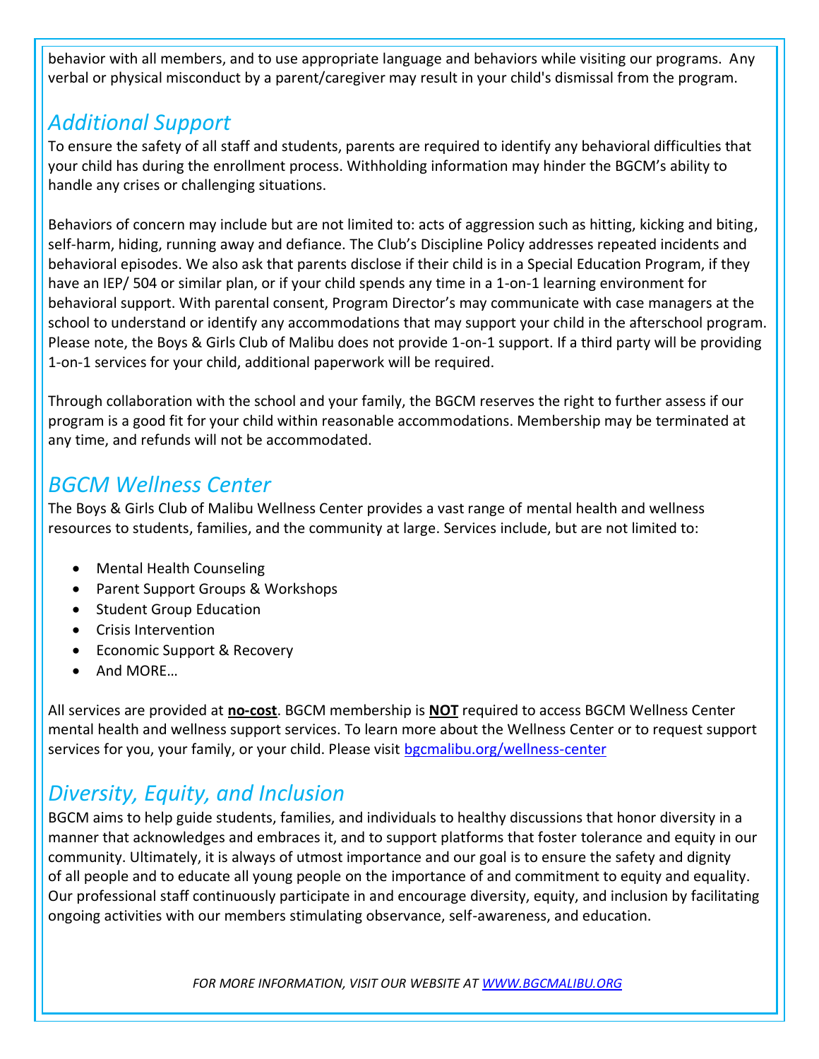behavior with all members, and to use appropriate language and behaviors while visiting our programs. Any verbal or physical misconduct by a parent/caregiver may result in your child's dismissal from the program.

## *Additional Support*

To ensure the safety of all staff and students, parents are required to identify any behavioral difficulties that your child has during the enrollment process. Withholding information may hinder the BGCM's ability to handle any crises or challenging situations.

Behaviors of concern may include but are not limited to: acts of aggression such as hitting, kicking and biting, self-harm, hiding, running away and defiance. The Club's Discipline Policy addresses repeated incidents and behavioral episodes. We also ask that parents disclose if their child is in a Special Education Program, if they have an IEP/ 504 or similar plan, or if your child spends any time in a 1-on-1 learning environment for behavioral support. With parental consent, Program Director's may communicate with case managers at the school to understand or identify any accommodations that may support your child in the afterschool program. Please note, the Boys & Girls Club of Malibu does not provide 1-on-1 support. If a third party will be providing 1-on-1 services for your child, additional paperwork will be required.

Through collaboration with the school and your family, the BGCM reserves the right to further assess if our program is a good fit for your child within reasonable accommodations. Membership may be terminated at any time, and refunds will not be accommodated.

## *BGCM Wellness Center*

The Boys & Girls Club of Malibu Wellness Center provides a vast range of mental health and wellness resources to students, families, and the community at large. Services include, but are not limited to:

- Mental Health Counseling
- Parent Support Groups & Workshops
- Student Group Education
- Crisis Intervention
- Economic Support & Recovery
- And MORE…

All services are provided at **no-cost**. BGCM membership is **NOT** required to access BGCM Wellness Center mental health and wellness support services. To learn more about the Wellness Center or to request support services for you, your family, or your child. Please visit bgcmalibu.org/wellness-center

## *Diversity, Equity, and Inclusion*

BGCM aims to help guide students, families, and individuals to healthy discussions that honor diversity in a manner that acknowledges and embraces it, and to support platforms that foster tolerance and equity in our community. Ultimately, it is always of utmost importance and our goal is to ensure the safety and dignity of all people and to educate all young people on the importance of and commitment to equity and equality. Our professional staff continuously participate in and encourage diversity, equity, and inclusion by facilitating ongoing activities with our members stimulating observance, self-awareness, and education.

*FOR MORE INFORMATION, VISIT OUR WEBSITE AT WWW.BGCMALIBU.ORG*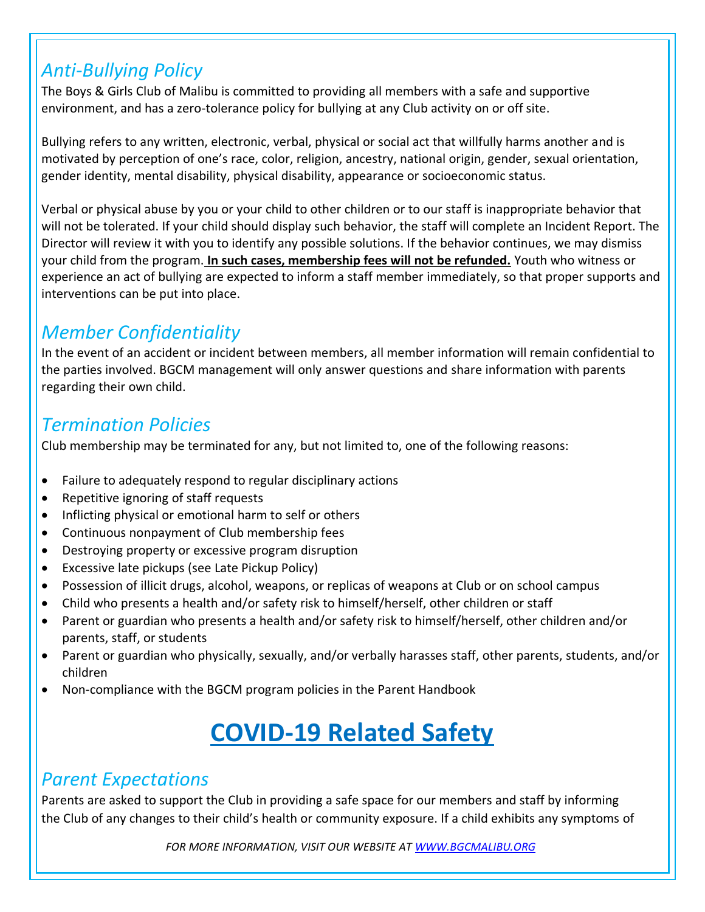## *Anti-Bullying Policy*

The Boys & Girls Club of Malibu is committed to providing all members with a safe and supportive environment, and has a zero-tolerance policy for bullying at any Club activity on or off site.

Bullying refers to any written, electronic, verbal, physical or social act that willfully harms another and is motivated by perception of one's race, color, religion, ancestry, national origin, gender, sexual orientation, gender identity, mental disability, physical disability, appearance or socioeconomic status.

Verbal or physical abuse by you or your child to other children or to our staff is inappropriate behavior that will not be tolerated. If your child should display such behavior, the staff will complete an Incident Report. The Director will review it with you to identify any possible solutions. If the behavior continues, we may dismiss your child from the program. **In such cases, membership fees will not be refunded.** Youth who witness or experience an act of bullying are expected to inform a staff member immediately, so that proper supports and interventions can be put into place.

## *Member Confidentiality*

In the event of an accident or incident between members, all member information will remain confidential to the parties involved. BGCM management will only answer questions and share information with parents regarding their own child.

## *Termination Policies*

Club membership may be terminated for any, but not limited to, one of the following reasons:

- Failure to adequately respond to regular disciplinary actions
- Repetitive ignoring of staff requests
- Inflicting physical or emotional harm to self or others
- Continuous nonpayment of Club membership fees
- Destroying property or excessive program disruption
- Excessive late pickups (see Late Pickup Policy)
- Possession of illicit drugs, alcohol, weapons, or replicas of weapons at Club or on school campus
- Child who presents a health and/or safety risk to himself/herself, other children or staff
- Parent or guardian who presents a health and/or safety risk to himself/herself, other children and/or parents, staff, or students
- Parent or guardian who physically, sexually, and/or verbally harasses staff, other parents, students, and/or children
- Non-compliance with the BGCM program policies in the Parent Handbook

# COVID-19 Related Safety

## *Parent Expectations*

Parents are asked to support the Club in providing a safe space for our members and staff by informing the Club of any changes to their child's health or community exposure. If a child exhibits any symptoms of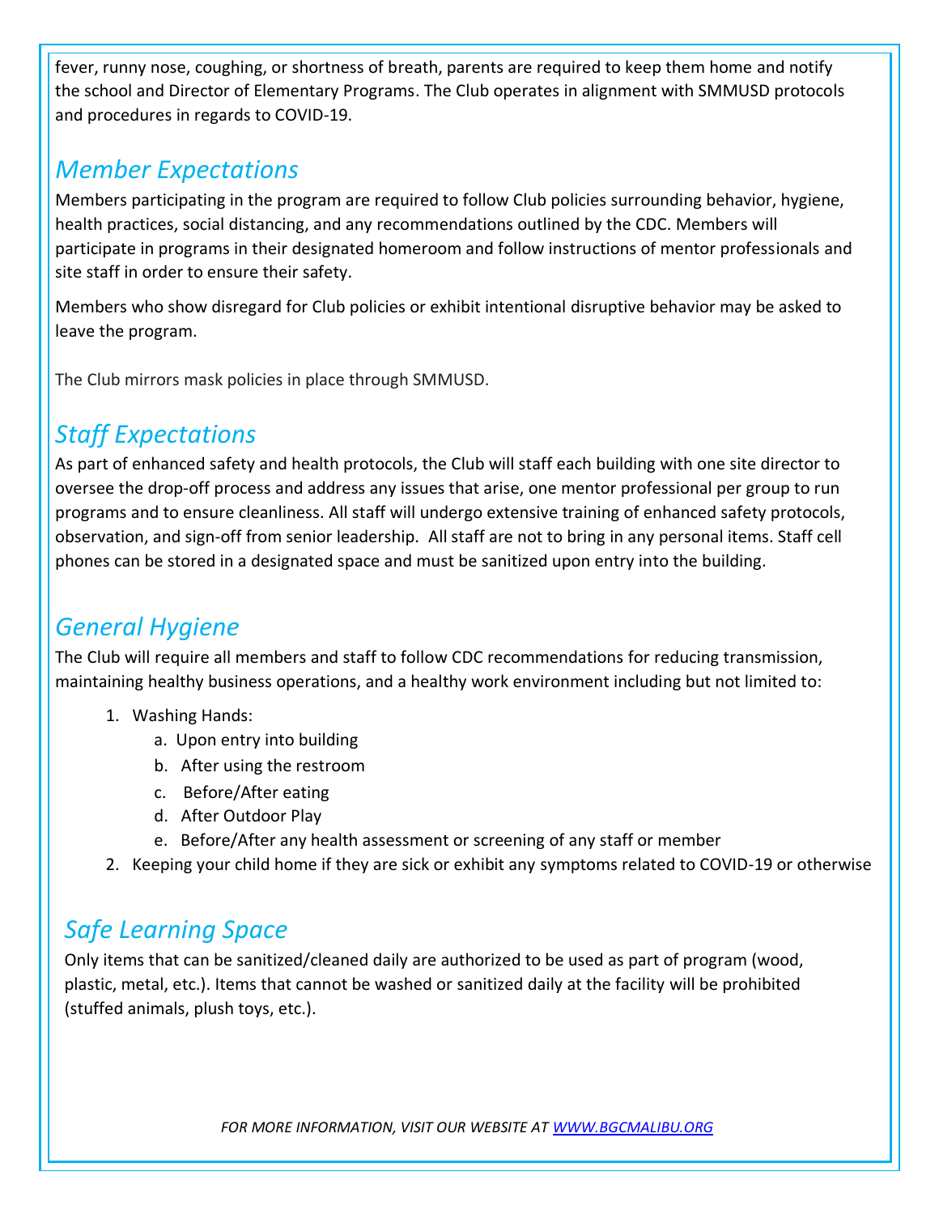fever, runny nose, coughing, or shortness of breath, parents are required to keep them home and notify the school and Director of Elementary Programs. The Club operates in alignment with SMMUSD protocols and procedures in regards to COVID-19.

## *Member Expectations*

Members participating in the program are required to follow Club policies surrounding behavior, hygiene, health practices, social distancing, and any recommendations outlined by the CDC. Members will participate in programs in their designated homeroom and follow instructions of mentor professionals and site staff in order to ensure their safety.

Members who show disregard for Club policies or exhibit intentional disruptive behavior may be asked to leave the program.

The Club mirrors mask policies in place through SMMUSD.

## *Staff Expectations*

As part of enhanced safety and health protocols, the Club will staff each building with one site director to oversee the drop-off process and address any issues that arise, one mentor professional per group to run programs and to ensure cleanliness. All staff will undergo extensive training of enhanced safety protocols, observation, and sign-off from senior leadership. All staff are not to bring in any personal items. Staff cell phones can be stored in a designated space and must be sanitized upon entry into the building.

## *General Hygiene*

The Club will require all members and staff to follow CDC recommendations for reducing transmission, maintaining healthy business operations, and a healthy work environment including but not limited to:

1. Washing Hands:
    a. Upon entry into building
    b. After using the restroom
    c. Before/After eating
    d. After Outdoor Play
    e. Before/After any health assessment or screening of any staff or member
2. Keeping your child home if they are sick or exhibit any symptoms related to COVID-19 or otherwise

## *Safe Learning Space*

Only items that can be sanitized/cleaned daily are authorized to be used as part of program (wood, plastic, metal, etc.). Items that cannot be washed or sanitized daily at the facility will be prohibited (stuffed animals, plush toys, etc.).

*FOR MORE INFORMATION, VISIT OUR WEBSITE AT [WWW.BGCMALIBU.ORG](http://www.bgcmalibu.org)*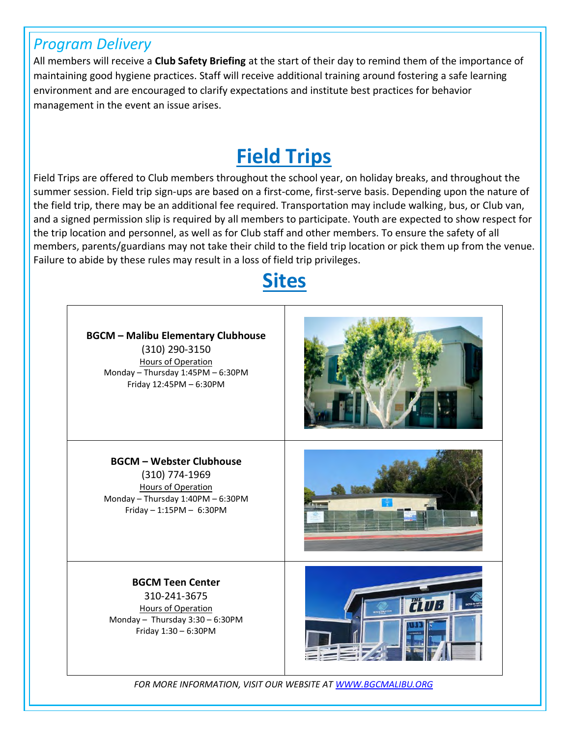*Program Delivery*

All members will receive a **Club Safety Briefing** at the start of their day to remind them of the importance of maintaining good hygiene practices. Staff will receive additional training around fostering a safe learning environment and are encouraged to clarify expectations and institute best practices for behavior management in the event an issue arises.

# Field Trips

Field Trips are offered to Club members throughout the school year, on holiday breaks, and throughout the summer session. Field trip sign-ups are based on a first-come, first-serve basis. Depending upon the nature of the field trip, there may be an additional fee required. Transportation may include walking, bus, or Club van, and a signed permission slip is required by all members to participate. Youth are expected to show respect for the trip location and personnel, as well as for Club staff and other members. To ensure the safety of all members, parents/guardians may not take their child to the field trip location or pick them up from the venue. Failure to abide by these rules may result in a loss of field trip privileges.

# Sites

**BGCM – Malibu Elementary Clubhouse**
(310) 290-3150
Hours of Operation
Monday – Thursday 1:45PM – 6:30PM
Friday 12:45PM – 6:30PM

**BGCM – Webster Clubhouse**
(310) 774-1969
Hours of Operation
Monday – Thursday 1:40PM – 6:30PM
Friday – 1:15PM – 6:30PM

**BGCM Teen Center**
310-241-3675
Hours of Operation
Monday – Thursday 3:30 – 6:30PM
Friday 1:30 – 6:30PM

*FOR MORE INFORMATION, VISIT OUR WEBSITE AT WWW.BGCMALIBU.ORG*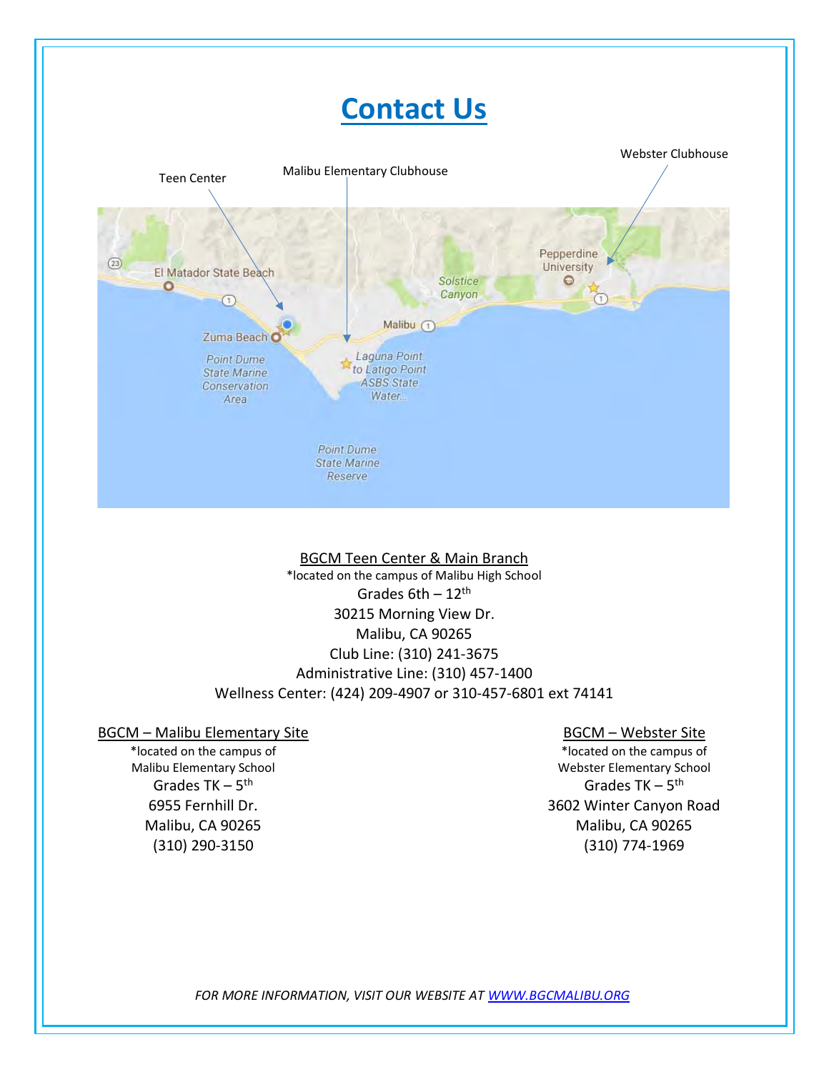# Contact Us

Teen Center

Malibu Elementary Clubhouse

Webster Clubhouse

BGCM Teen Center & Main Branch
*located on the campus of Malibu High School
Grades 6th – 12th
30215 Morning View Dr.
Malibu, CA 90265
Club Line: (310) 241-3675
Administrative Line: (310) 457-1400
Wellness Center: (424) 209-4907 or 310-457-6801 ext 74141

BGCM – Malibu Elementary Site
*located on the campus of
Malibu Elementary School
Grades TK – 5th
6955 Fernhill Dr.
Malibu, CA 90265
(310) 290-3150

BGCM – Webster Site
*located on the campus of
Webster Elementary School
Grades TK – 5th
3602 Winter Canyon Road
Malibu, CA 90265
(310) 774-1969

*FOR MORE INFORMATION, VISIT OUR WEBSITE AT [WWW.BGCMALIBU.ORG](http://WWW.BGCMALIBU.ORG)*